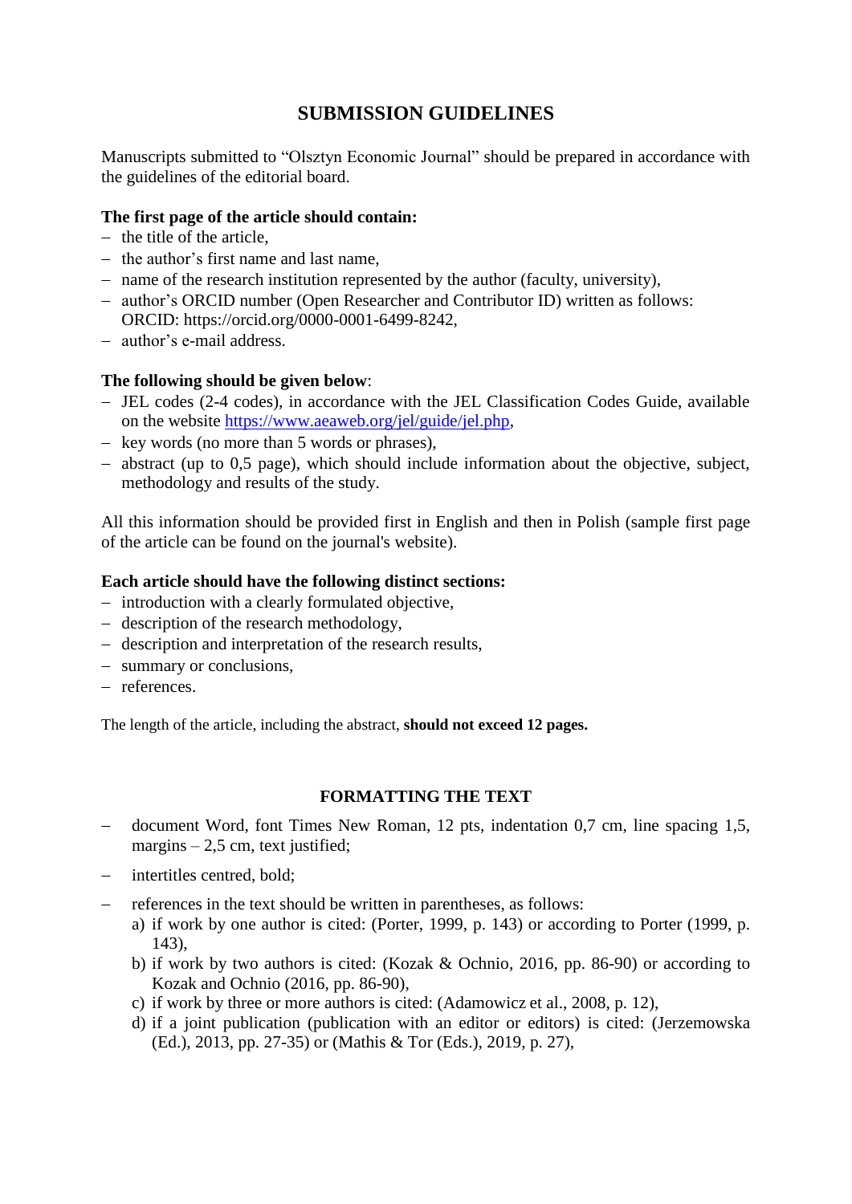# SUBMISSION GUIDELINES

Manuscripts submitted to "Olsztyn Economic Journal" should be prepared in accordance with the guidelines of the editorial board.

**The first page of the article should contain:**

- the title of the article,
- the author's first name and last name,
- name of the research institution represented by the author (faculty, university),
- author's ORCID number (Open Researcher and Contributor ID) written as follows: ORCID: https://orcid.org/0000-0001-6499-8242,
- author's e-mail address.

**The following should be given below**:

- JEL codes (2-4 codes), in accordance with the JEL Classification Codes Guide, available on the website https://www.aeaweb.org/jel/guide/jel.php,
- key words (no more than 5 words or phrases),
- abstract (up to 0,5 page), which should include information about the objective, subject, methodology and results of the study.

All this information should be provided first in English and then in Polish (sample first page of the article can be found on the journal's website).

**Each article should have the following distinct sections:**

- introduction with a clearly formulated objective,
- description of the research methodology,
- description and interpretation of the research results,
- summary or conclusions,
- references.

The length of the article, including the abstract, **should not exceed 12 pages.**

## FORMATTING THE TEXT

- document Word, font Times New Roman, 12 pts, indentation 0,7 cm, line spacing 1,5, margins – 2,5 cm, text justified;
- intertitles centred, bold;
- references in the text should be written in parentheses, as follows:
  a) if work by one author is cited: (Porter, 1999, p. 143) or according to Porter (1999, p. 143),
  b) if work by two authors is cited: (Kozak & Ochnio, 2016, pp. 86-90) or according to Kozak and Ochnio (2016, pp. 86-90),
  c) if work by three or more authors is cited: (Adamowicz et al., 2008, p. 12),
  d) if a joint publication (publication with an editor or editors) is cited: (Jerzemowska (Ed.), 2013, pp. 27-35) or (Mathis & Tor (Eds.), 2019, p. 27),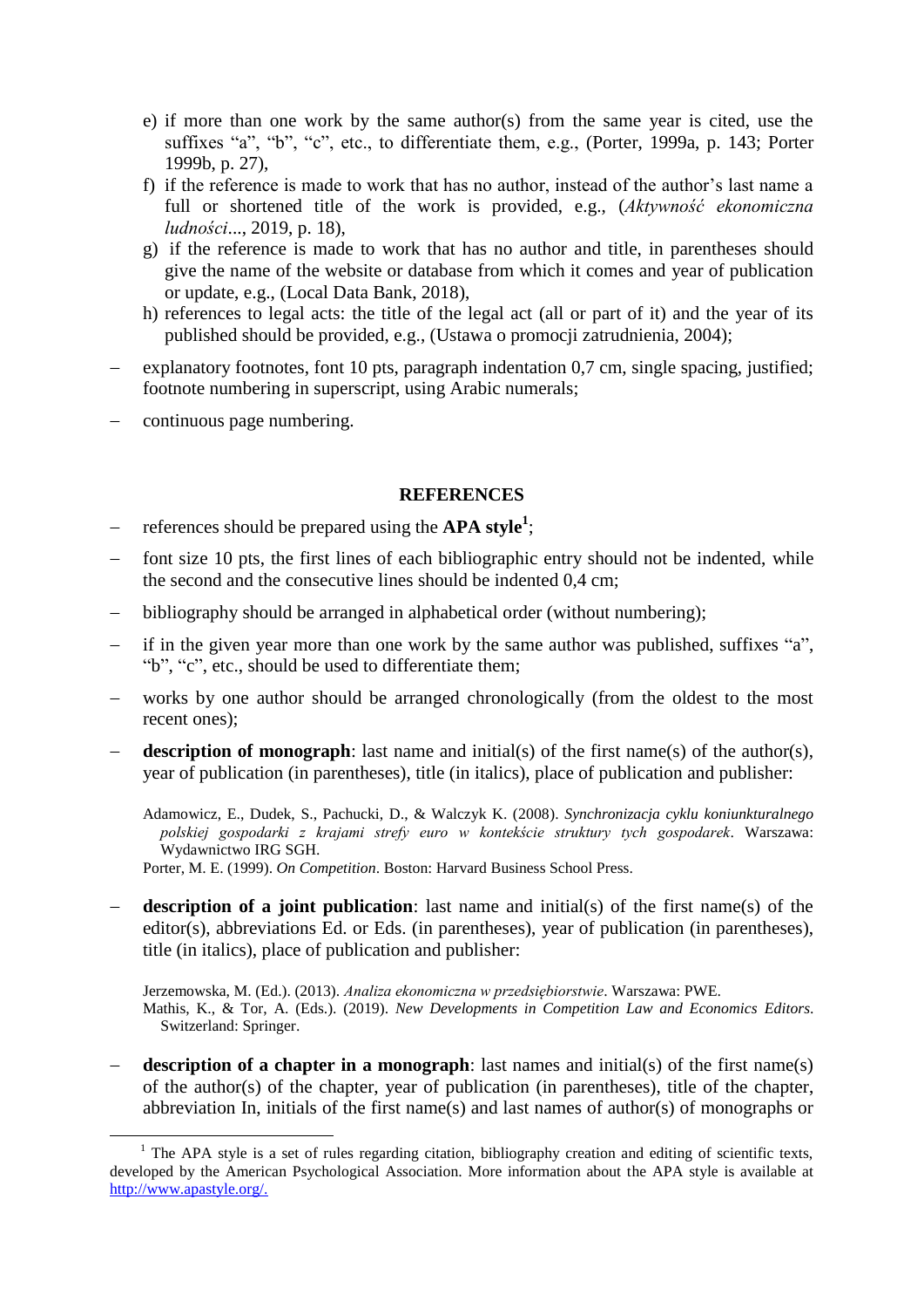e) if more than one work by the same author(s) from the same year is cited, use the suffixes “a”, “b”, “c”, etc., to differentiate them, e.g., (Porter, 1999a, p. 143; Porter 1999b, p. 27),
f) if the reference is made to work that has no author, instead of the author’s last name a full or shortened title of the work is provided, e.g., (*Aktywność ekonomiczna ludności*..., 2019, p. 18),
g) if the reference is made to work that has no author and title, in parentheses should give the name of the website or database from which it comes and year of publication or update, e.g., (Local Data Bank, 2018),
h) references to legal acts: the title of the legal act (all or part of it) and the year of its published should be provided, e.g., (Ustawa o promocji zatrudnienia, 2004);

- explanatory footnotes, font 10 pts, paragraph indentation 0,7 cm, single spacing, justified; footnote numbering in superscript, using Arabic numerals;
- continuous page numbering.

## REFERENCES

- references should be prepared using the **APA style**[1];
- font size 10 pts, the first lines of each bibliographic entry should not be indented, while the second and the consecutive lines should be indented 0,4 cm;
- bibliography should be arranged in alphabetical order (without numbering);
- if in the given year more than one work by the same author was published, suffixes “a”, “b”, “c”, etc., should be used to differentiate them;
- works by one author should be arranged chronologically (from the oldest to the most recent ones);
- **description of monograph**: last name and initial(s) of the first name(s) of the author(s), year of publication (in parentheses), title (in italics), place of publication and publisher:

  Adamowicz, E., Dudek, S., Pachucki, D., & Walczyk K. (2008). *Synchronizacja cyklu koniunkturalnego polskiej gospodarki z krajami strefy euro w kontekście struktury tych gospodarek*. Warszawa: Wydawnictwo IRG SGH.
  Porter, M. E. (1999). *On Competition*. Boston: Harvard Business School Press.

- **description of a joint publication**: last name and initial(s) of the first name(s) of the editor(s), abbreviations Ed. or Eds. (in parentheses), year of publication (in parentheses), title (in italics), place of publication and publisher:

  Jerzemowska, M. (Ed.). (2013). *Analiza ekonomiczna w przedsiębiorstwie*. Warszawa: PWE.
  Mathis, K., & Tor, A. (Eds.). (2019). *New Developments in Competition Law and Economics Editors*. Switzerland: Springer.

- **description of a chapter in a monograph**: last names and initial(s) of the first name(s) of the author(s) of the chapter, year of publication (in parentheses), title of the chapter, abbreviation In, initials of the first name(s) and last names of author(s) of monographs or

[1] The APA style is a set of rules regarding citation, bibliography creation and editing of scientific texts, developed by the American Psychological Association. More information about the APA style is available at http://www.apastyle.org/.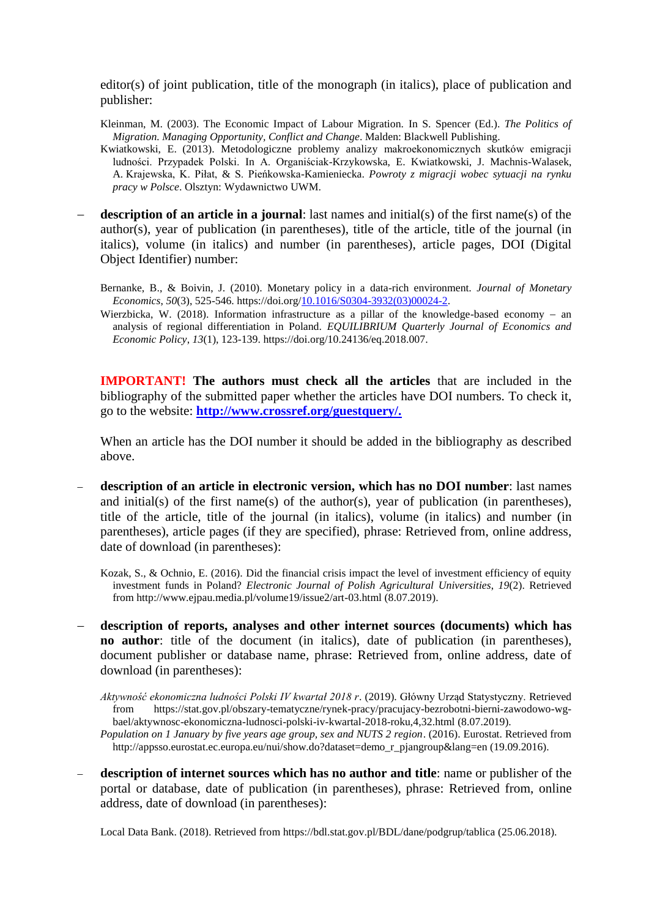editor(s) of joint publication, title of the monograph (in italics), place of publication and publisher:

Kleinman, M. (2003). The Economic Impact of Labour Migration. In S. Spencer (Ed.). *The Politics of Migration. Managing Opportunity, Conflict and Change*. Malden: Blackwell Publishing.

Kwiatkowski, E. (2013). Metodologiczne problemy analizy makroekonomicznych skutków emigracji ludności. Przypadek Polski. In A. Organiściak-Krzykowska, E. Kwiatkowski, J. Machnis-Walasek, A. Krajewska, K. Piłat, & S. Pieńkowska-Kamieniecka. *Powroty z migracji wobec sytuacji na rynku pracy w Polsce*. Olsztyn: Wydawnictwo UWM.

– **description of an article in a journal**: last names and initial(s) of the first name(s) of the author(s), year of publication (in parentheses), title of the article, title of the journal (in italics), volume (in italics) and number (in parentheses), article pages, DOI (Digital Object Identifier) number:

Bernanke, B., & Boivin, J. (2010). Monetary policy in a data-rich environment. *Journal of Monetary Economics*, *50*(3), 525-546. https://doi.org/10.1016/S0304-3932(03)00024-2.

Wierzbicka, W. (2018). Information infrastructure as a pillar of the knowledge-based economy – an analysis of regional differentiation in Poland. *EQUILIBRIUM Quarterly Journal of Economics and Economic Policy*, *13*(1), 123-139. https://doi.org/10.24136/eq.2018.007.

**IMPORTANT! The authors must check all the articles** that are included in the bibliography of the submitted paper whether the articles have DOI numbers. To check it, go to the website: **http://www.crossref.org/guestquery/.**

When an article has the DOI number it should be added in the bibliography as described above.

– **description of an article in electronic version, which has no DOI number**: last names and initial(s) of the first name(s) of the author(s), year of publication (in parentheses), title of the article, title of the journal (in italics), volume (in italics) and number (in parentheses), article pages (if they are specified), phrase: Retrieved from, online address, date of download (in parentheses):

Kozak, S., & Ochnio, E. (2016). Did the financial crisis impact the level of investment efficiency of equity investment funds in Poland? *Electronic Journal of Polish Agricultural Universities*, *19*(2). Retrieved from http://www.ejpau.media.pl/volume19/issue2/art-03.html (8.07.2019).

– **description of reports, analyses and other internet sources (documents) which has no author**: title of the document (in italics), date of publication (in parentheses), document publisher or database name, phrase: Retrieved from, online address, date of download (in parentheses):

*Aktywność ekonomiczna ludności Polski IV kwartał 2018 r*. (2019). Główny Urząd Statystyczny. Retrieved from https://stat.gov.pl/obszary-tematyczne/rynek-pracy/pracujacy-bezrobotni-bierni-zawodowo-wg-bael/aktywnosc-ekonomiczna-ludnosci-polski-iv-kwartal-2018-roku,4,32.html (8.07.2019).

*Population on 1 January by five years age group, sex and NUTS 2 region*. (2016). Eurostat. Retrieved from http://appsso.eurostat.ec.europa.eu/nui/show.do?dataset=demo_r_pjangroup&lang=en (19.09.2016).

– **description of internet sources which has no author and title**: name or publisher of the portal or database, date of publication (in parentheses), phrase: Retrieved from, online address, date of download (in parentheses):

Local Data Bank. (2018). Retrieved from https://bdl.stat.gov.pl/BDL/dane/podgrup/tablica (25.06.2018).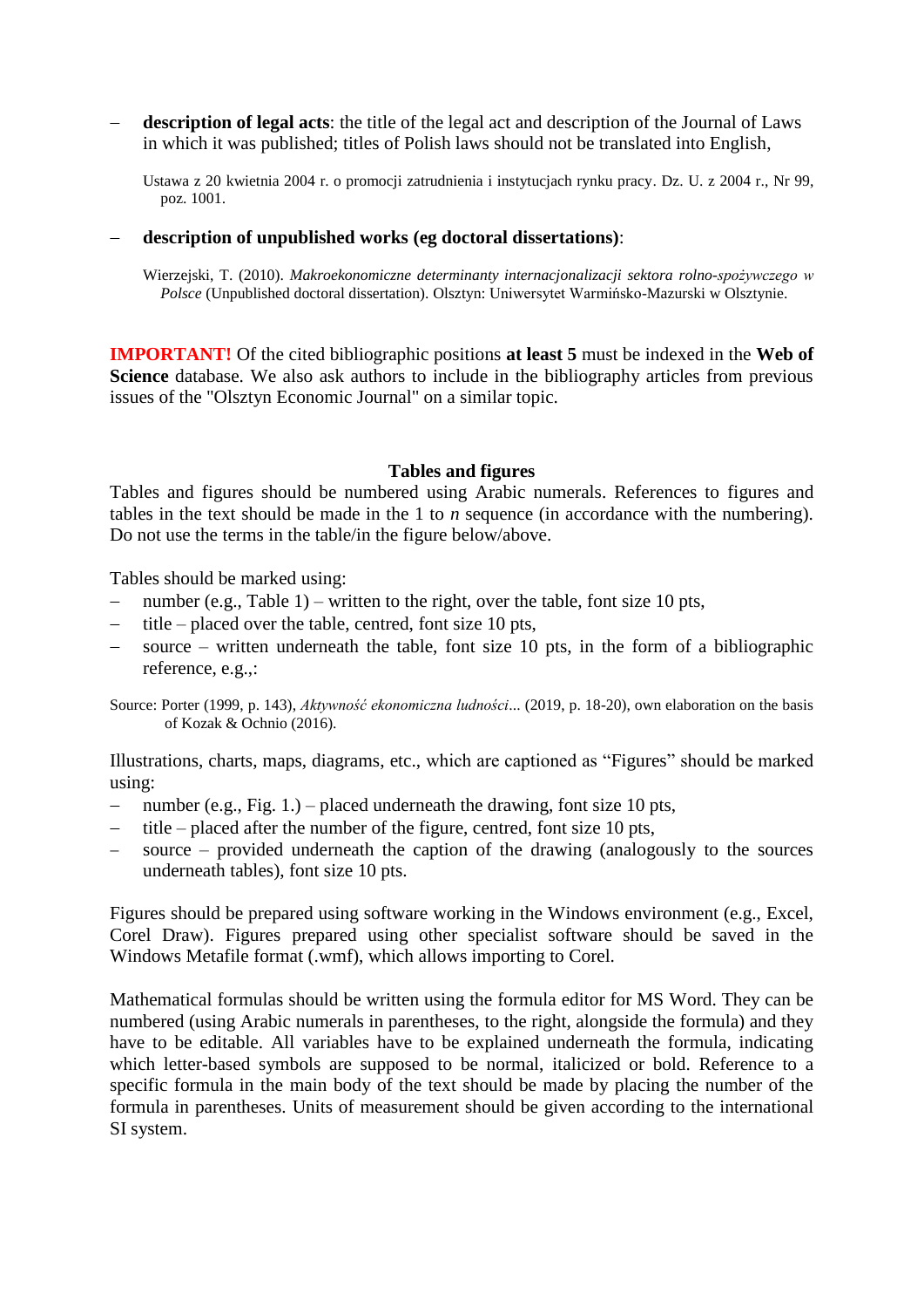- **description of legal acts**: the title of the legal act and description of the Journal of Laws in which it was published; titles of Polish laws should not be translated into English,

  Ustawa z 20 kwietnia 2004 r. o promocji zatrudnienia i instytucjach rynku pracy. Dz. U. z 2004 r., Nr 99, poz. 1001.

- **description of unpublished works (eg doctoral dissertations)**:

  Wierzejski, T. (2010). *Makroekonomiczne determinanty internacjonalizacji sektora rolno-spożywczego w Polsce* (Unpublished doctoral dissertation). Olsztyn: Uniwersytet Warmińsko-Mazurski w Olsztynie.

**IMPORTANT!** Of the cited bibliographic positions **at least 5** must be indexed in the **Web of Science** database. We also ask authors to include in the bibliography articles from previous issues of the "Olsztyn Economic Journal" on a similar topic.

## Tables and figures

Tables and figures should be numbered using Arabic numerals. References to figures and tables in the text should be made in the 1 to *n* sequence (in accordance with the numbering). Do not use the terms in the table/in the figure below/above.

Tables should be marked using:

- number (e.g., Table 1) – written to the right, over the table, font size 10 pts,
- title – placed over the table, centred, font size 10 pts,
- source – written underneath the table, font size 10 pts, in the form of a bibliographic reference, e.g.,:

Source: Porter (1999, p. 143), *Aktywność ekonomiczna ludności*... (2019, p. 18-20), own elaboration on the basis of Kozak & Ochnio (2016).

Illustrations, charts, maps, diagrams, etc., which are captioned as "Figures" should be marked using:

- number (e.g., Fig. 1.) – placed underneath the drawing, font size 10 pts,
- title – placed after the number of the figure, centred, font size 10 pts,
- source – provided underneath the caption of the drawing (analogously to the sources underneath tables), font size 10 pts.

Figures should be prepared using software working in the Windows environment (e.g., Excel, Corel Draw). Figures prepared using other specialist software should be saved in the Windows Metafile format (.wmf), which allows importing to Corel.

Mathematical formulas should be written using the formula editor for MS Word. They can be numbered (using Arabic numerals in parentheses, to the right, alongside the formula) and they have to be editable. All variables have to be explained underneath the formula, indicating which letter-based symbols are supposed to be normal, italicized or bold. Reference to a specific formula in the main body of the text should be made by placing the number of the formula in parentheses. Units of measurement should be given according to the international SI system.